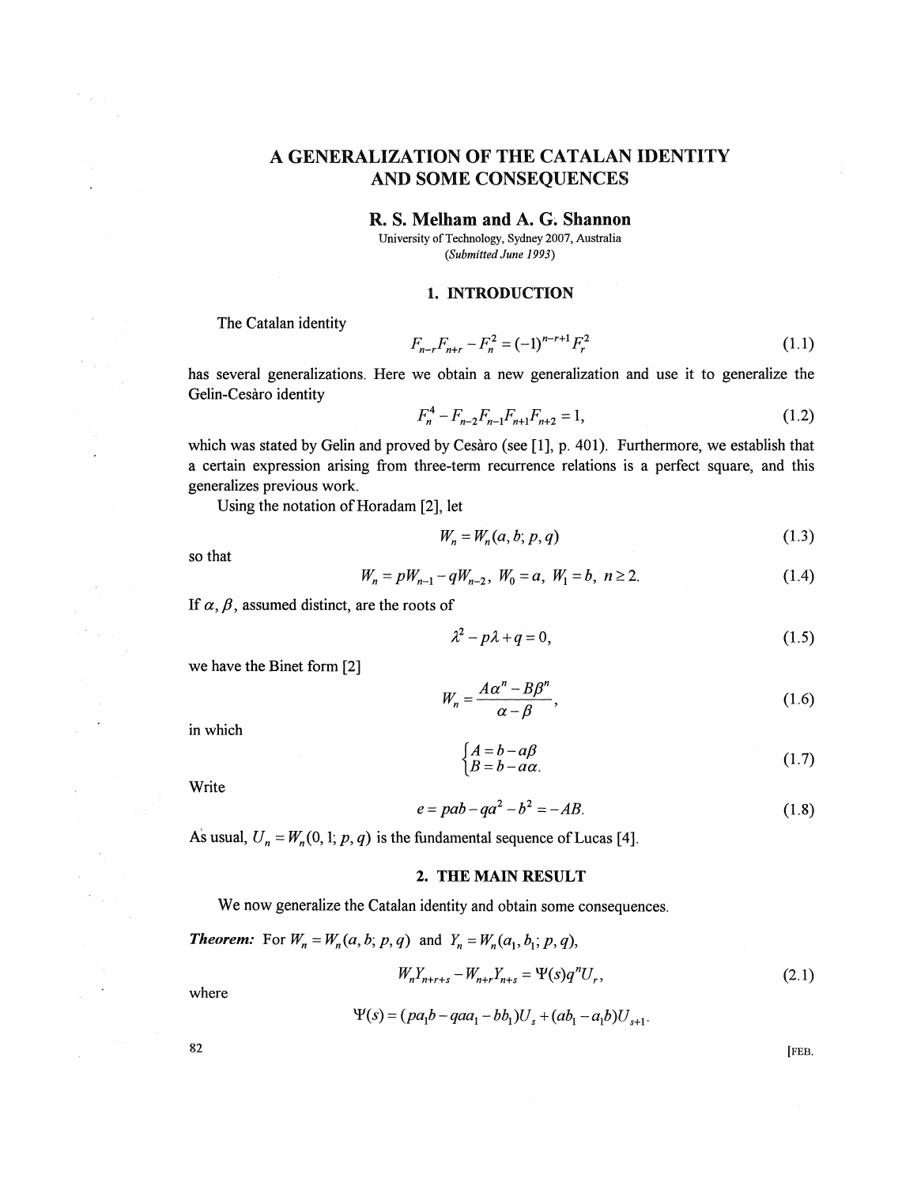# A GENERALIZATION OF THE CATALAN IDENTITY AND SOME CONSEQUENCES

**R. S. Melham and A. G. Shannon**

University of Technology, Sydney 2007, Australia

*(Submitted June 1993)*

## 1. INTRODUCTION

The Catalan identity

$$F_{n-r}F_{n+r} - F_n^2 = (-1)^{n-r+1}F_r^2 \tag{1.1}$$

has several generalizations. Here we obtain a new generalization and use it to generalize the Gelin-Cesàro identity

$$F_n^4 - F_{n-2}F_{n-1}F_{n+1}F_{n+2} = 1, \tag{1.2}$$

which was stated by Gelin and proved by Cesàro (see [1], p. 401). Furthermore, we establish that a certain expression arising from three-term recurrence relations is a perfect square, and this generalizes previous work.

Using the notation of Horadam [2], let

$$W_n = W_n(a, b; p, q) \tag{1.3}$$

so that

$$W_n = pW_{n-1} - qW_{n-2}, \; W_0 = a, \; W_1 = b, \; n \geq 2. \tag{1.4}$$

If $\alpha$, $\beta$, assumed distinct, are the roots of

$$\lambda^2 - p\lambda + q = 0, \tag{1.5}$$

we have the Binet form [2]

$$W_n = \frac{A\alpha^n - B\beta^n}{\alpha - \beta}, \tag{1.6}$$

in which

$$\begin{cases} A = b - a\beta \\ B = b - a\alpha. \end{cases} \tag{1.7}$$

Write

$$e = pab - qa^2 - b^2 = -AB. \tag{1.8}$$

As usual, $U_n = W_n(0, 1; p, q)$ is the fundamental sequence of Lucas [4].

## 2. THE MAIN RESULT

We now generalize the Catalan identity and obtain some consequences.

***Theorem:*** For $W_n = W_n(a, b; p, q)$ and $Y_n = W_n(a_1, b_1; p, q)$,

$$W_n Y_{n+r+s} - W_{n+r} Y_{n+s} = \Psi(s) q^n U_r, \tag{2.1}$$

where

$$\Psi(s) = (pa_1 b - qaa_1 - bb_1)U_s + (ab_1 - a_1 b)U_{s+1}.$$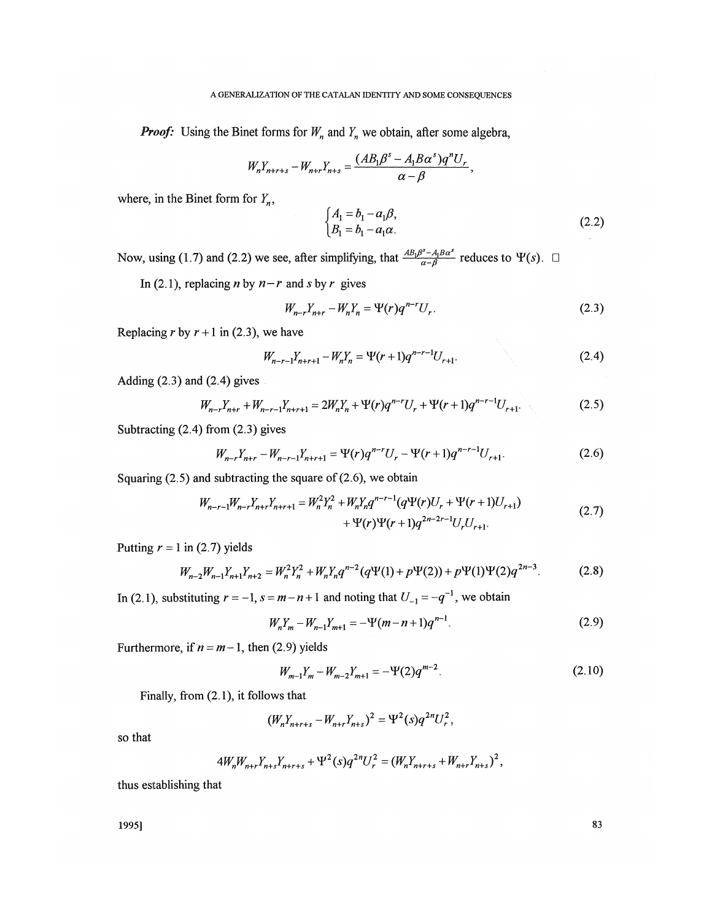***Proof:*** Using the Binet forms for $W_n$ and $Y_n$ we obtain, after some algebra,

$$W_nY_{n+r+s} - W_{n+r}Y_{n+s} = \frac{(AB_1\beta^s - A_1B\alpha^s)q^nU_r}{\alpha-\beta},$$

where, in the Binet form for $Y_n$,

$$\begin{cases} A_1 = b_1 - a_1\beta, \\ B_1 = b_1 - a_1\alpha. \end{cases} \tag{2.2}$$

Now, using (1.7) and (2.2) we see, after simplifying, that $\frac{AB_1\beta^s - A_1B\alpha^s}{\alpha-\beta}$ reduces to $\Psi(s)$. □

In (2.1), replacing $n$ by $n-r$ and $s$ by $r$ gives

$$W_{n-r}Y_{n+r} - W_nY_n = \Psi(r)q^{n-r}U_r. \tag{2.3}$$

Replacing $r$ by $r+1$ in (2.3), we have

$$W_{n-r-1}Y_{n+r+1} - W_nY_n = \Psi(r+1)q^{n-r-1}U_{r+1}. \tag{2.4}$$

Adding (2.3) and (2.4) gives

$$W_{n-r}Y_{n+r} + W_{n-r-1}Y_{n+r+1} = 2W_nY_n + \Psi(r)q^{n-r}U_r + \Psi(r+1)q^{n-r-1}U_{r+1}. \tag{2.5}$$

Subtracting (2.4) from (2.3) gives

$$W_{n-r}Y_{n+r} - W_{n-r-1}Y_{n+r+1} = \Psi(r)q^{n-r}U_r - \Psi(r+1)q^{n-r-1}U_{r+1}. \tag{2.6}$$

Squaring (2.5) and subtracting the square of (2.6), we obtain

$$\begin{aligned} W_{n-r-1}W_{n-r}Y_{n+r}Y_{n+r+1} = W_n^2Y_n^2 &+ W_nY_nq^{n-r-1}(q\Psi(r)U_r + \Psi(r+1)U_{r+1}) \\ &+ \Psi(r)\Psi(r+1)q^{2n-2r-1}U_rU_{r+1}. \end{aligned} \tag{2.7}$$

Putting $r=1$ in (2.7) yields

$$W_{n-2}W_{n-1}Y_{n+1}Y_{n+2} = W_n^2Y_n^2 + W_nY_nq^{n-2}(q\Psi(1) + p\Psi(2)) + p\Psi(1)\Psi(2)q^{2n-3}. \tag{2.8}$$

In (2.1), substituting $r=-1$, $s=m-n+1$ and noting that $U_{-1} = -q^{-1}$, we obtain

$$W_nY_m - W_{n-1}Y_{m+1} = -\Psi(m-n+1)q^{n-1}. \tag{2.9}$$

Furthermore, if $n = m-1$, then (2.9) yields

$$W_{m-1}Y_m - W_{m-2}Y_{m+1} = -\Psi(2)q^{m-2}. \tag{2.10}$$

Finally, from (2.1), it follows that

$$(W_nY_{n+r+s} - W_{n+r}Y_{n+s})^2 = \Psi^2(s)q^{2n}U_r^2,$$

so that

$$4W_nW_{n+r}Y_{n+s}Y_{n+r+s} + \Psi^2(s)q^{2n}U_r^2 = (W_nY_{n+r+s} + W_{n+r}Y_{n+s})^2,$$

thus establishing that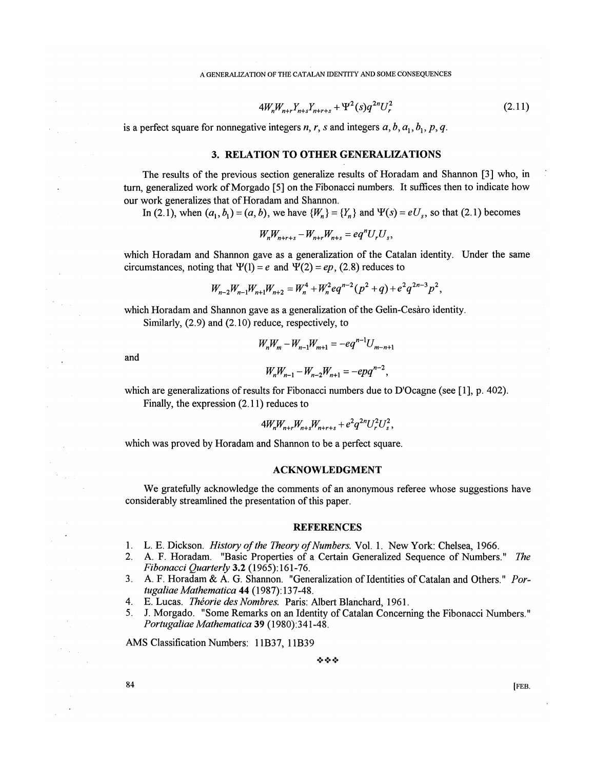$$4W_nW_{n+r}Y_{n+s}Y_{n+r+s} + \Psi^2(s)q^{2n}U_r^2 \tag{2.11}$$

is a perfect square for nonnegative integers $n$, $r$, $s$ and integers $a, b, a_1, b_1, p, q$.

## 3. RELATION TO OTHER GENERALIZATIONS

The results of the previous section generalize results of Horadam and Shannon [3] who, in turn, generalized work of Morgado [5] on the Fibonacci numbers. It suffices then to indicate how our work generalizes that of Horadam and Shannon.

In (2.1), when $(a_1, b_1) = (a, b)$, we have $\{W_n\} = \{Y_n\}$ and $\Psi(s) = eU_s$, so that (2.1) becomes

$$W_nW_{n+r+s} - W_{n+r}W_{n+s} = eq^nU_rU_s,$$

which Horadam and Shannon gave as a generalization of the Catalan identity. Under the same circumstances, noting that $\Psi(1) = e$ and $\Psi(2) = ep$, (2.8) reduces to

$$W_{n-2}W_{n-1}W_{n+1}W_{n+2} = W_n^4 + W_n^2eq^{n-2}(p^2+q) + e^2q^{2n-3}p^2,$$

which Horadam and Shannon gave as a generalization of the Gelin-Cesàro identity.

Similarly, (2.9) and (2.10) reduce, respectively, to

$$W_nW_m - W_{n-1}W_{m+1} = -eq^{n-1}U_{m-n+1}$$

and

$$W_nW_{n-1} - W_{n-2}W_{n+1} = -epq^{n-2},$$

which are generalizations of results for Fibonacci numbers due to D'Ocagne (see [1], p. 402).

Finally, the expression (2.11) reduces to

$$4W_nW_{n+r}W_{n+s}W_{n+r+s} + e^2q^{2n}U_r^2U_s^2,$$

which was proved by Horadam and Shannon to be a perfect square.

## ACKNOWLEDGMENT

We gratefully acknowledge the comments of an anonymous referee whose suggestions have considerably streamlined the presentation of this paper.

## REFERENCES

1. L. E. Dickson. *History of the Theory of Numbers.* Vol. 1. New York: Chelsea, 1966.
2. A. F. Horadam. "Basic Properties of a Certain Generalized Sequence of Numbers." *The Fibonacci Quarterly* **3.2** (1965):161-76.
3. A. F. Horadam & A. G. Shannon. "Generalization of Identities of Catalan and Others." *Portugaliae Mathematica* **44** (1987):137-48.
4. E. Lucas. *Théorie des Nombres.* Paris: Albert Blanchard, 1961.
5. J. Morgado. "Some Remarks on an Identity of Catalan Concerning the Fibonacci Numbers." *Portugaliae Mathematica* **39** (1980):341-48.

AMS Classification Numbers: 11B37, 11B39

❖❖❖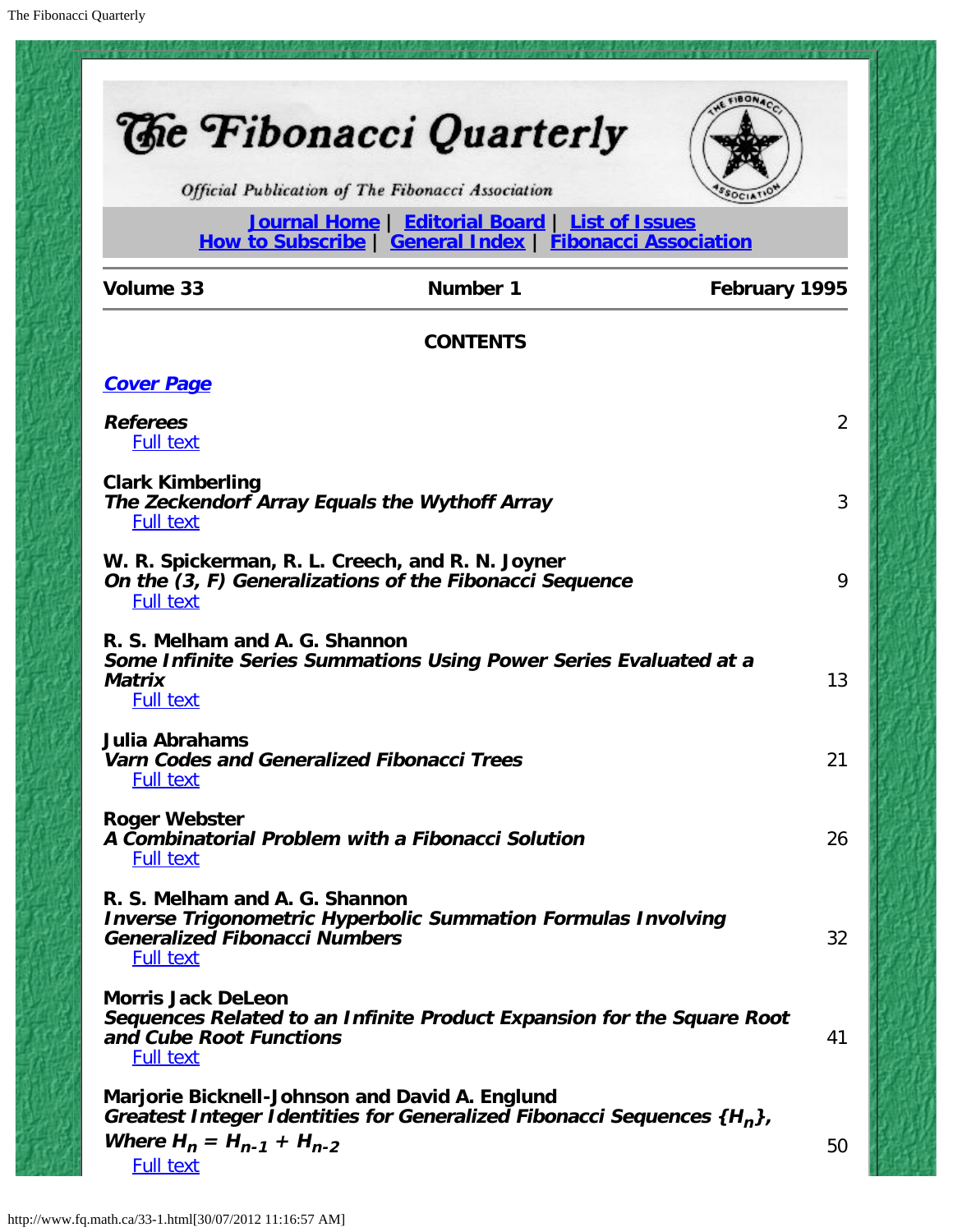# The Fibonacci Quarterly

*Official Publication of The Fibonacci Association*

Journal Home | Editorial Board | List of Issues
How to Subscribe | General Index | Fibonacci Association

**Volume 33** **Number 1** **February 1995**

**CONTENTS**

***Cover Page***

***Referees*** 2
Full text

**Clark Kimberling**
***The Zeckendorf Array Equals the Wythoff Array*** 3
Full text

**W. R. Spickerman, R. L. Creech, and R. N. Joyner**
***On the (3, F) Generalizations of the Fibonacci Sequence*** 9
Full text

**R. S. Melham and A. G. Shannon**
***Some Infinite Series Summations Using Power Series Evaluated at a Matrix*** 13
Full text

**Julia Abrahams**
***Varn Codes and Generalized Fibonacci Trees*** 21
Full text

**Roger Webster**
***A Combinatorial Problem with a Fibonacci Solution*** 26
Full text

**R. S. Melham and A. G. Shannon**
***Inverse Trigonometric Hyperbolic Summation Formulas Involving Generalized Fibonacci Numbers*** 32
Full text

**Morris Jack DeLeon**
***Sequences Related to an Infinite Product Expansion for the Square Root and Cube Root Functions*** 41
Full text

**Marjorie Bicknell-Johnson and David A. Englund**
***Greatest Integer Identities for Generalized Fibonacci Sequences $\{H_n\}$, Where $H_n = H_{n-1} + H_{n-2}$*** 50
Full text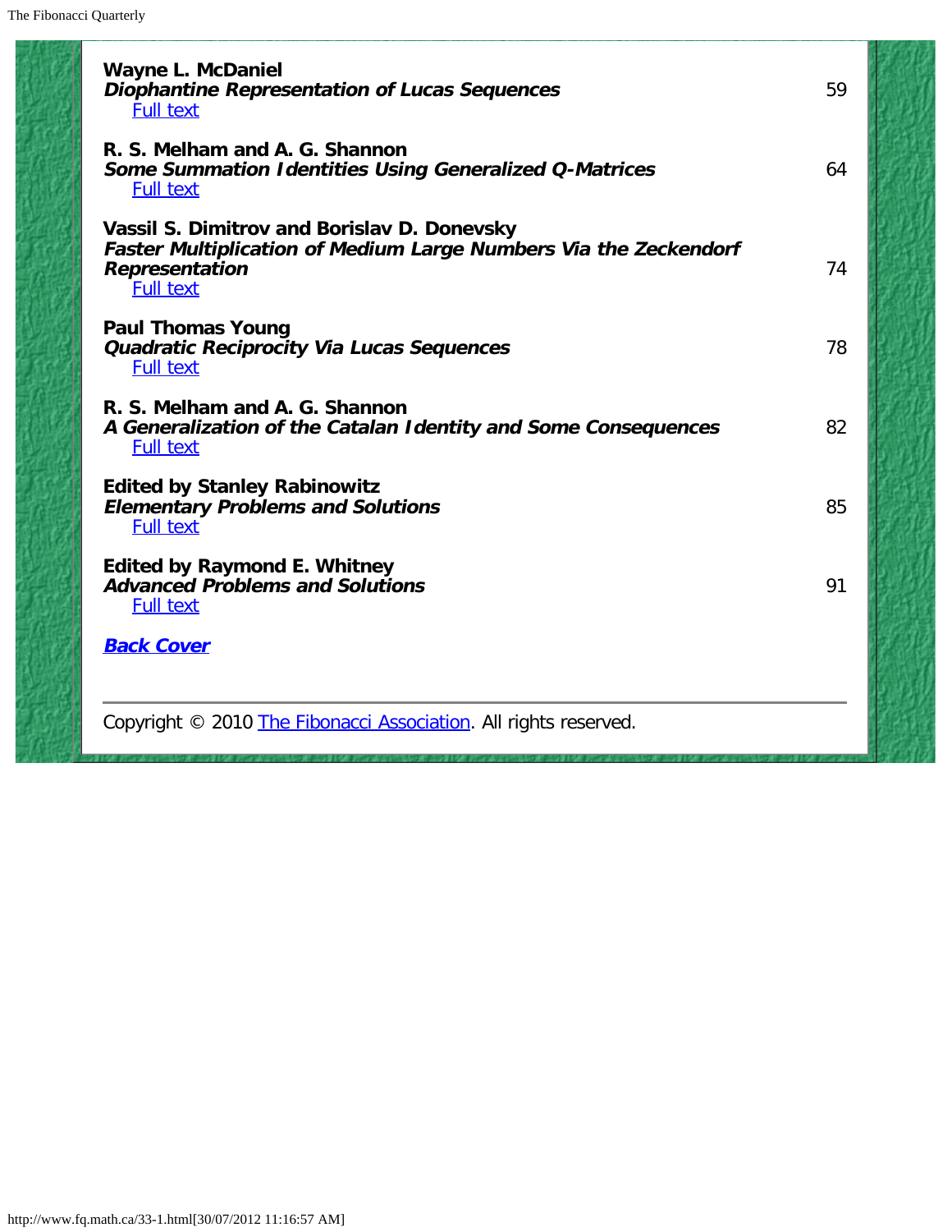**Wayne L. McDaniel**
***Diophantine Representation of Lucas Sequences*** 59
Full text

**R. S. Melham and A. G. Shannon**
***Some Summation Identities Using Generalized Q-Matrices*** 64
Full text

**Vassil S. Dimitrov and Borislav D. Donevsky**
***Faster Multiplication of Medium Large Numbers Via the Zeckendorf Representation*** 74
Full text

**Paul Thomas Young**
***Quadratic Reciprocity Via Lucas Sequences*** 78
Full text

**R. S. Melham and A. G. Shannon**
***A Generalization of the Catalan Identity and Some Consequences*** 82
Full text

**Edited by Stanley Rabinowitz**
***Elementary Problems and Solutions*** 85
Full text

**Edited by Raymond E. Whitney**
***Advanced Problems and Solutions*** 91
Full text

***Back Cover***

---

Copyright © 2010 The Fibonacci Association. All rights reserved.